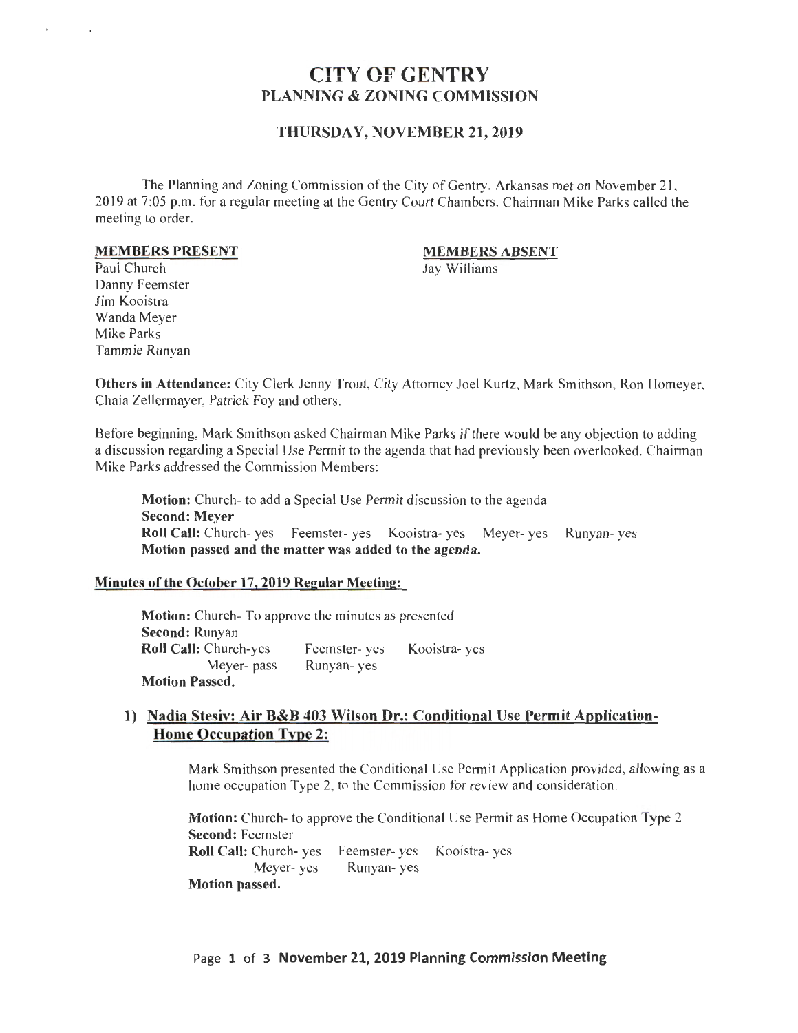# CITY OF GENTRY
## PLANNING & ZONING COMMISSION

### THURSDAY, NOVEMBER 21, 2019

The Planning and Zoning Commission of the City of Gentry, Arkansas met on November 21, 2019 at 7:05 p.m. for a regular meeting at the Gentry Court Chambers. Chairman Mike Parks called the meeting to order.

| **MEMBERS PRESENT** | **MEMBERS ABSENT** |
|---|---|
| Paul Church | Jay Williams |
| Danny Feemster | |
| Jim Kooistra | |
| Wanda Meyer | |
| Mike Parks | |
| Tammie Runyan | |

**Others in Attendance:** City Clerk Jenny Trout, City Attorney Joel Kurtz, Mark Smithson, Ron Homeyer, Chaia Zellermayer, Patrick Foy and others.

Before beginning, Mark Smithson asked Chairman Mike Parks if there would be any objection to adding a discussion regarding a Special Use Permit to the agenda that had previously been overlooked. Chairman Mike Parks addressed the Commission Members:

> **Motion:** Church- to add a Special Use Permit discussion to the agenda
> **Second: Meyer**
> **Roll Call:** Church- yes Feemster- yes Kooistra- yes Meyer- yes Runyan- yes
> **Motion passed and the matter was added to the agenda.**

**Minutes of the October 17, 2019 Regular Meeting:**

> **Motion:** Church- To approve the minutes as presented
> **Second:** Runyan
> **Roll Call:** Church-yes Feemster- yes Kooistra- yes
> Meyer- pass Runyan- yes
> **Motion Passed.**

**1) Nadia Stesiv: Air B&B 403 Wilson Dr.: Conditional Use Permit Application- Home Occupation Type 2:**

> Mark Smithson presented the Conditional Use Permit Application provided, allowing as a home occupation Type 2, to the Commission for review and consideration.
>
> **Motion:** Church- to approve the Conditional Use Permit as Home Occupation Type 2
> **Second:** Feemster
> **Roll Call:** Church- yes Feemster- yes Kooistra- yes
> Meyer- yes Runyan- yes
> **Motion passed.**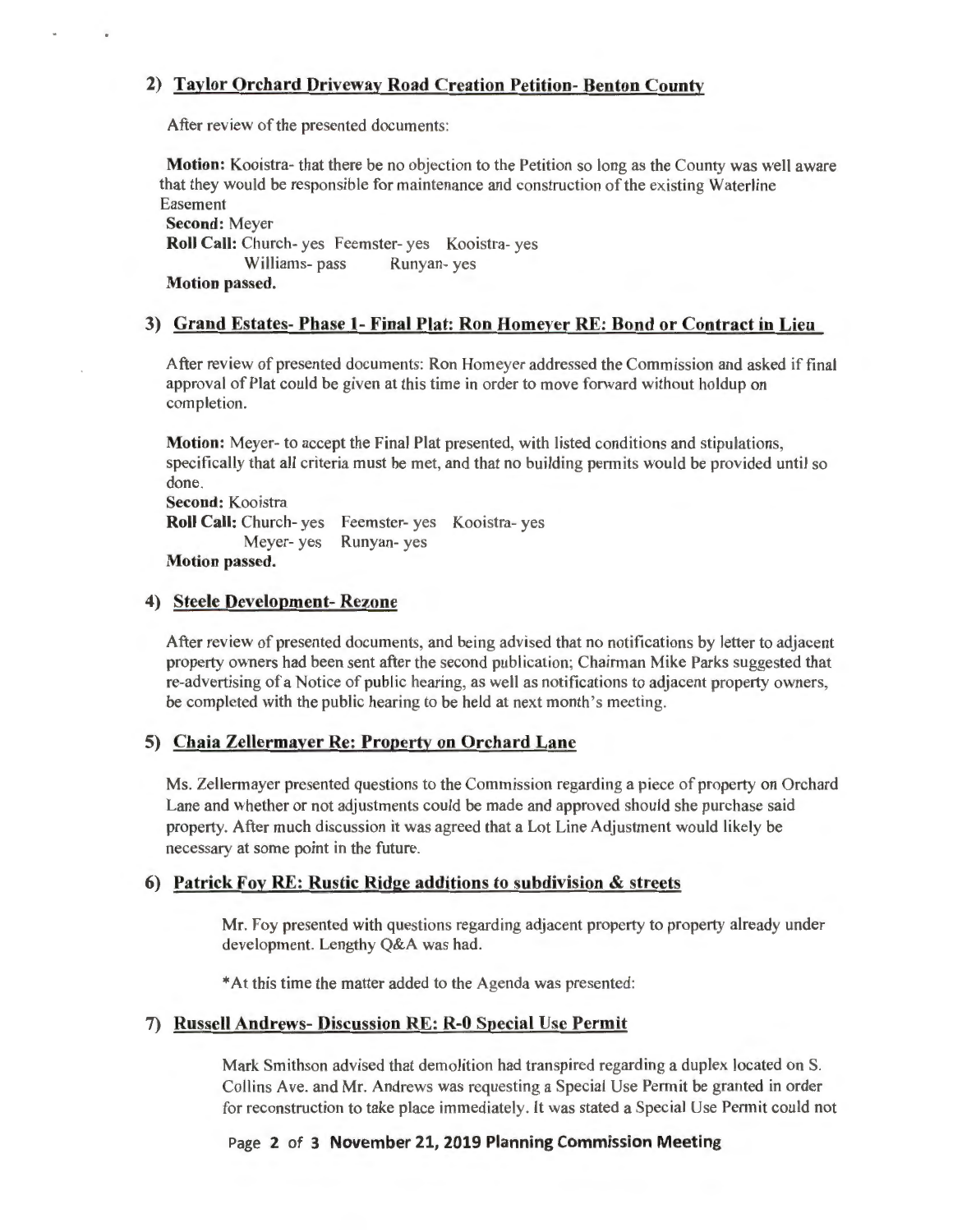### 2) Taylor Orchard Driveway Road Creation Petition- Benton County

After review of the presented documents:

**Motion:** Kooistra- that there be no objection to the Petition so long as the County was well aware that they would be responsible for maintenance and construction of the existing Waterline Easement

**Second:** Meyer

**Roll Call:** Church- yes Feemster- yes Kooistra- yes
Williams- pass Runyan- yes

**Motion passed.**

### 3) Grand Estates- Phase 1- Final Plat: Ron Homeyer RE: Bond or Contract in Lieu

After review of presented documents: Ron Homeyer addressed the Commission and asked if final approval of Plat could be given at this time in order to move forward without holdup on completion.

**Motion:** Meyer- to accept the Final Plat presented, with listed conditions and stipulations, specifically that all criteria must be met, and that no building permits would be provided until so done.

**Second:** Kooistra

**Roll Call:** Church- yes Feemster- yes Kooistra- yes
Meyer- yes Runyan- yes

**Motion passed.**

### 4) Steele Development- Rezone

After review of presented documents, and being advised that no notifications by letter to adjacent property owners had been sent after the second publication; Chairman Mike Parks suggested that re-advertising of a Notice of public hearing, as well as notifications to adjacent property owners, be completed with the public hearing to be held at next month's meeting.

### 5) Chaia Zellermayer Re: Property on Orchard Lane

Ms. Zellermayer presented questions to the Commission regarding a piece of property on Orchard Lane and whether or not adjustments could be made and approved should she purchase said property. After much discussion it was agreed that a Lot Line Adjustment would likely be necessary at some point in the future.

### 6) Patrick Foy RE: Rustic Ridge additions to subdivision & streets

Mr. Foy presented with questions regarding adjacent property to property already under development. Lengthy Q&A was had.

*At this time the matter added to the Agenda was presented:

### 7) Russell Andrews- Discussion RE: R-0 Special Use Permit

Mark Smithson advised that demolition had transpired regarding a duplex located on S. Collins Ave. and Mr. Andrews was requesting a Special Use Permit be granted in order for reconstruction to take place immediately. It was stated a Special Use Permit could not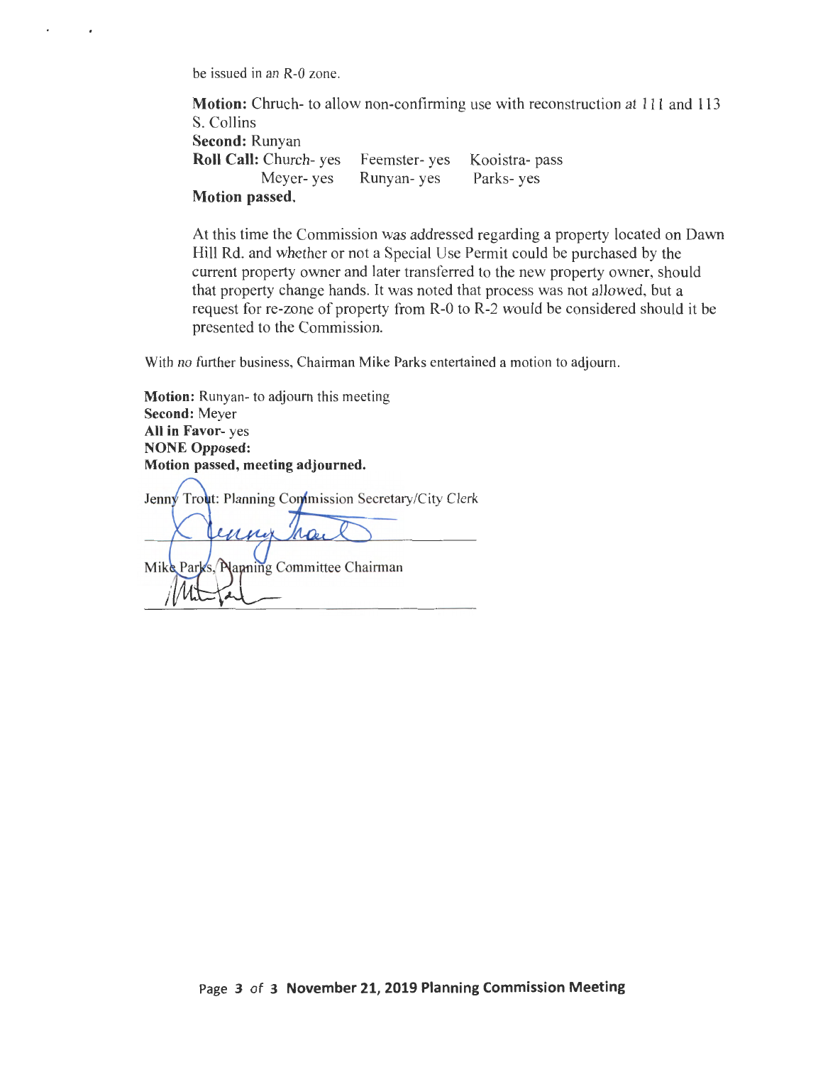be issued in an R-0 zone.

**Motion:** Chruch- to allow non-confirming use with reconstruction at 111 and 113 S. Collins
**Second:** Runyan
**Roll Call:** Church- yes   Feemster- yes   Kooistra- pass
Meyer- yes   Runyan- yes   Parks- yes
**Motion passed.**

At this time the Commission was addressed regarding a property located on Dawn Hill Rd. and whether or not a Special Use Permit could be purchased by the current property owner and later transferred to the new property owner, should that property change hands. It was noted that process was not allowed, but a request for re-zone of property from R-0 to R-2 would be considered should it be presented to the Commission.

With no further business, Chairman Mike Parks entertained a motion to adjourn.

**Motion:** Runyan- to adjourn this meeting
**Second:** Meyer
**All in Favor**- yes
**NONE Opposed:**
**Motion passed, meeting adjourned.**

Jenny Trout: Planning Commission Secretary/City Clerk

\_\_\_\_\_\_\_\_\_\_\_\_\_\_\_\_\_\_\_\_\_\_\_\_\_\_\_\_\_\_\_\_\_\_\_\_

Mike Parks, Planning Committee Chairman

\_\_\_\_\_\_\_\_\_\_\_\_\_\_\_\_\_\_\_\_\_\_\_\_\_\_\_\_\_\_\_\_\_\_\_\_

November 21, 2019 Planning Commission Meeting